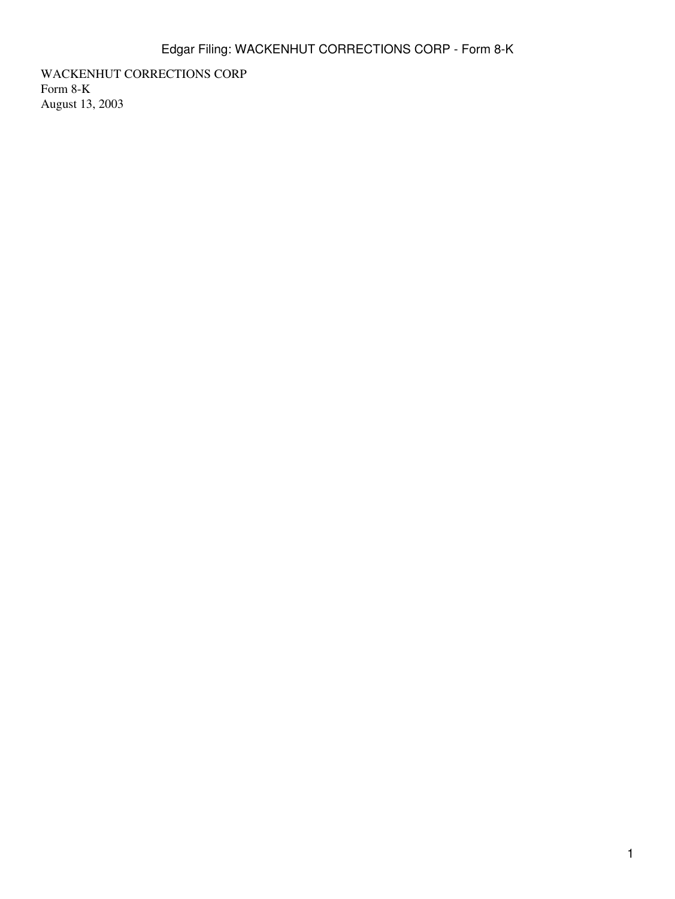WACKENHUT CORRECTIONS CORP
Form 8-K
August 13, 2003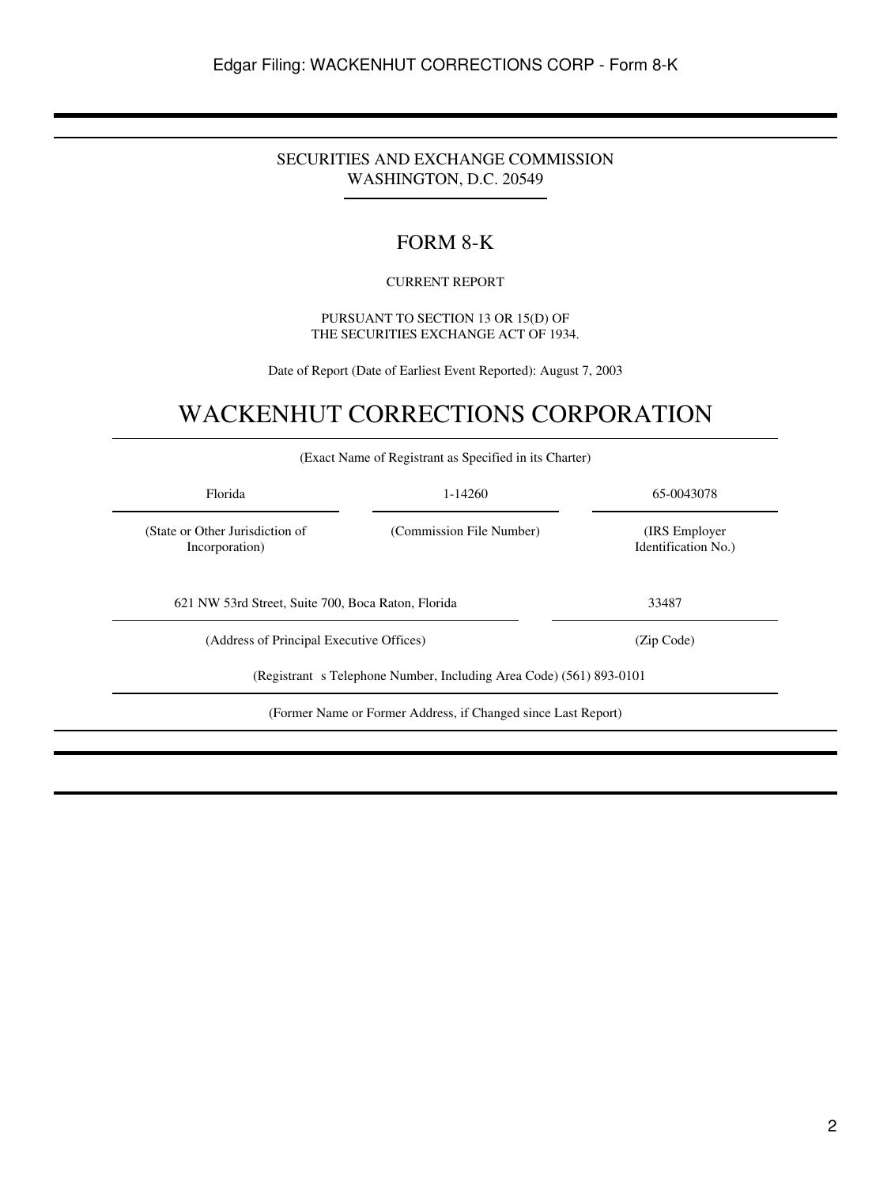SECURITIES AND EXCHANGE COMMISSION
WASHINGTON, D.C. 20549

# FORM 8-K

CURRENT REPORT

PURSUANT TO SECTION 13 OR 15(D) OF
THE SECURITIES EXCHANGE ACT OF 1934.

Date of Report (Date of Earliest Event Reported): August 7, 2003

# WACKENHUT CORRECTIONS CORPORATION

(Exact Name of Registrant as Specified in its Charter)

| Florida | 1-14260 | 65-0043078 |
|---|---|---|
| (State or Other Jurisdiction of Incorporation) | (Commission File Number) | (IRS Employer Identification No.) |

| 621 NW 53rd Street, Suite 700, Boca Raton, Florida | 33487 |
|---|---|
| (Address of Principal Executive Offices) | (Zip Code) |

(Registrant s Telephone Number, Including Area Code) (561) 893-0101

(Former Name or Former Address, if Changed since Last Report)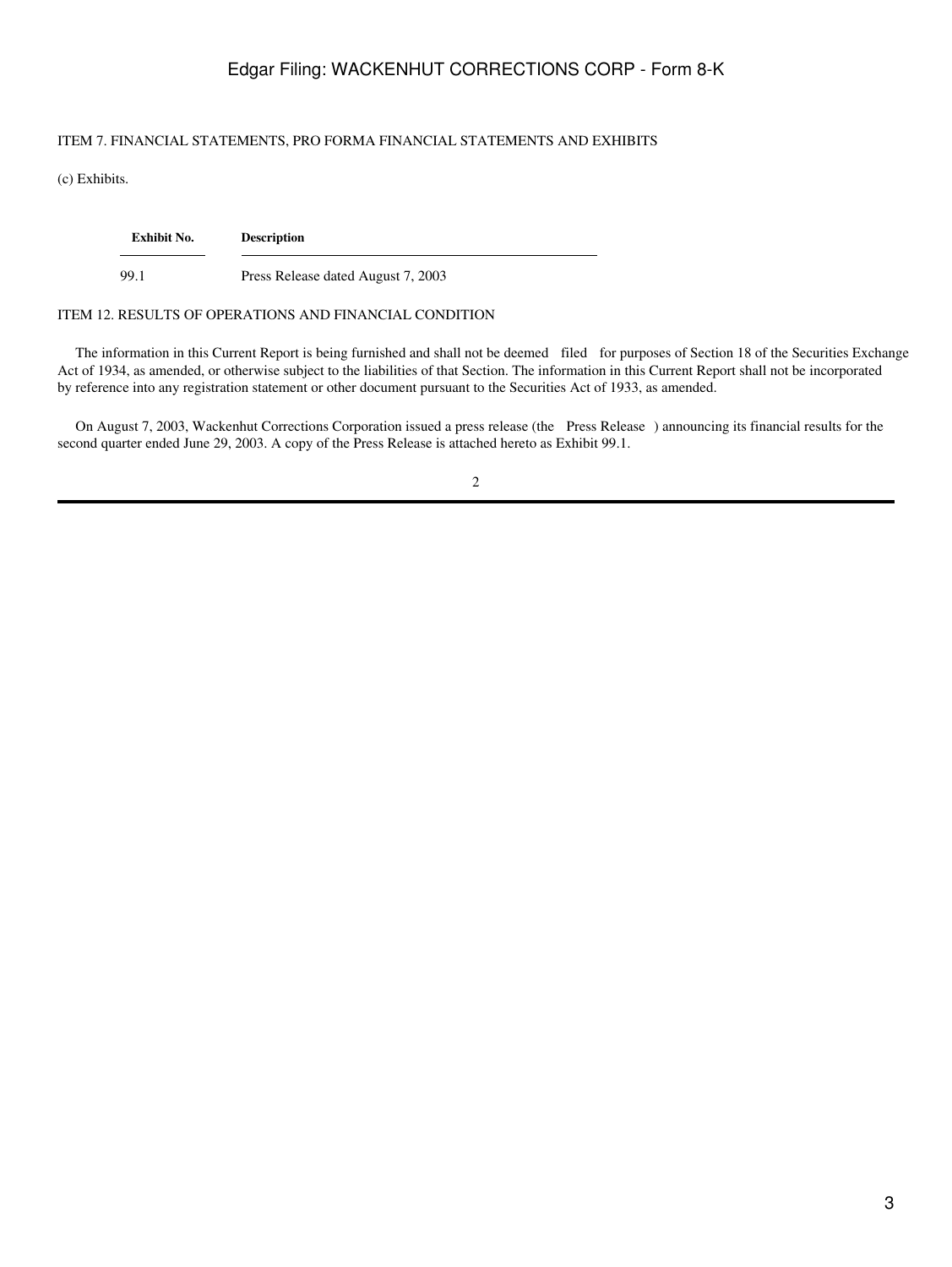ITEM 7. FINANCIAL STATEMENTS, PRO FORMA FINANCIAL STATEMENTS AND EXHIBITS

(c) Exhibits.

| Exhibit No. | Description |
| --- | --- |
| 99.1 | Press Release dated August 7, 2003 |

ITEM 12. RESULTS OF OPERATIONS AND FINANCIAL CONDITION

The information in this Current Report is being furnished and shall not be deemed filed for purposes of Section 18 of the Securities Exchange Act of 1934, as amended, or otherwise subject to the liabilities of that Section. The information in this Current Report shall not be incorporated by reference into any registration statement or other document pursuant to the Securities Act of 1933, as amended.

On August 7, 2003, Wackenhut Corrections Corporation issued a press release (the Press Release ) announcing its financial results for the second quarter ended June 29, 2003. A copy of the Press Release is attached hereto as Exhibit 99.1.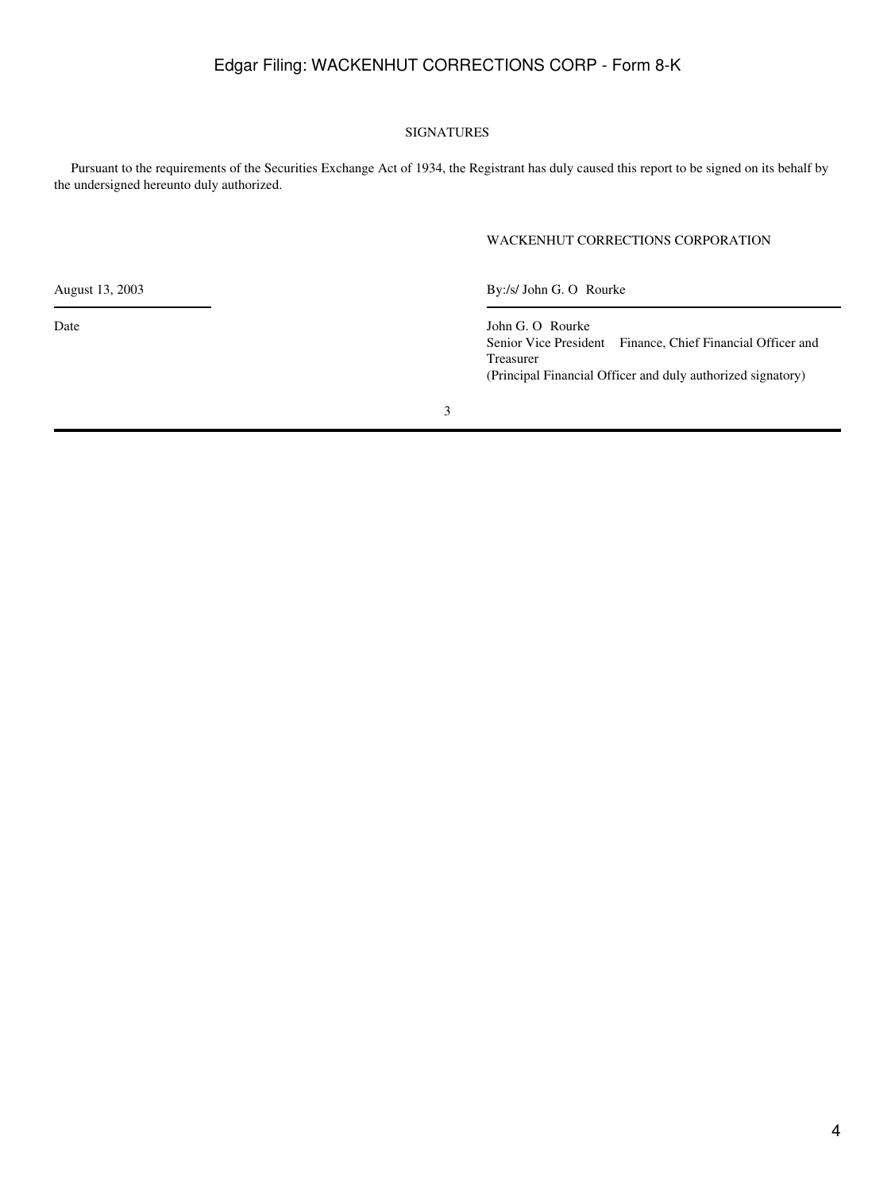## SIGNATURES

Pursuant to the requirements of the Securities Exchange Act of 1934, the Registrant has duly caused this report to be signed on its behalf by the undersigned hereunto duly authorized.

WACKENHUT CORRECTIONS CORPORATION

| | |
|---|---|
| August 13, 2003 | By:/s/ John G. O Rourke |
| Date | John G. O Rourke<br>Senior Vice President Finance, Chief Financial Officer and Treasurer<br>(Principal Financial Officer and duly authorized signatory) |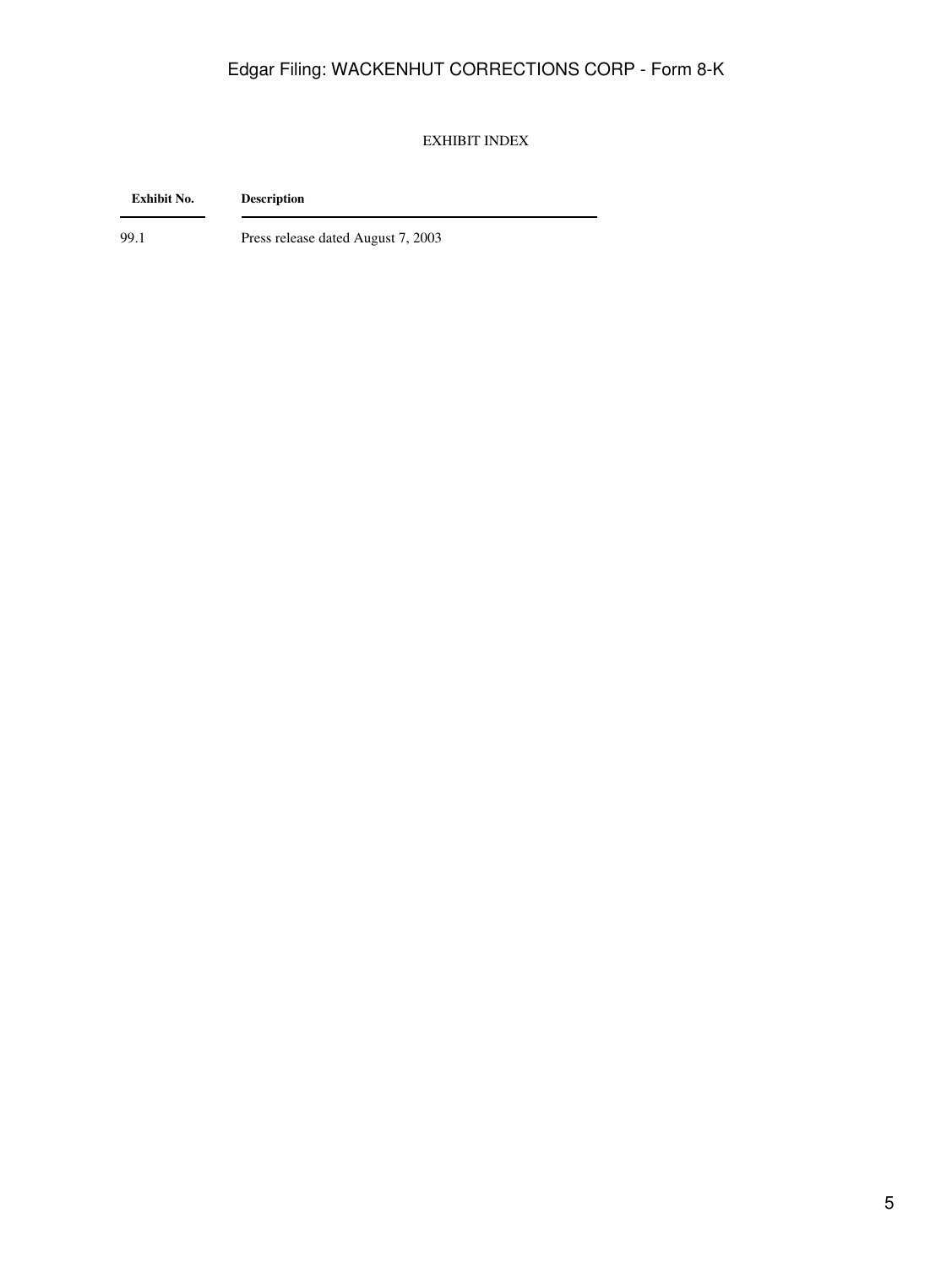EXHIBIT INDEX

| Exhibit No. | Description |
| --- | --- |
| 99.1 | Press release dated August 7, 2003 |